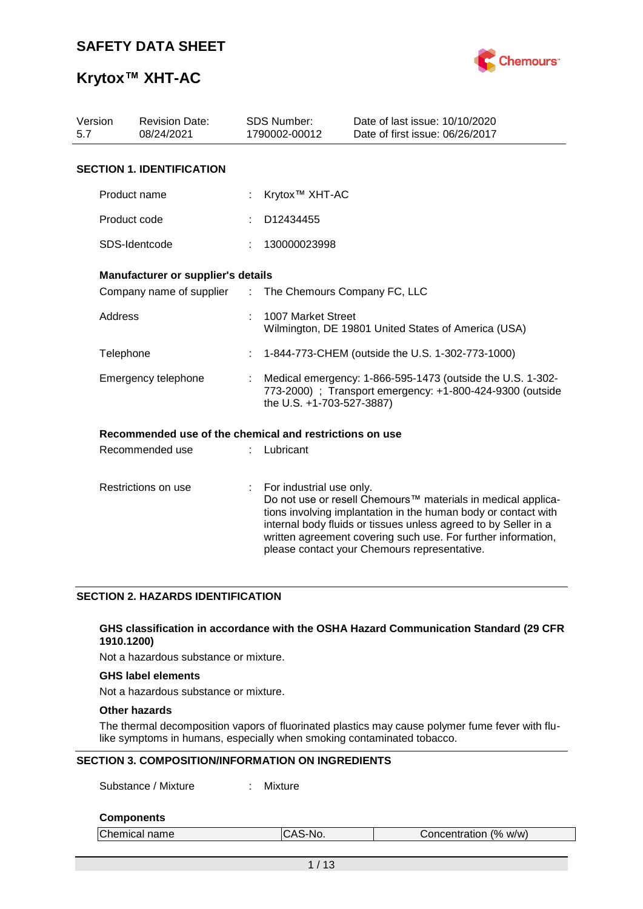# SAFETY DATA SHEET

# Krytox™ XHT-AC

| Version | Revision Date: | SDS Number: | Date of last issue: 10/10/2020 |
|---|---|---|---|
| 5.7 | 08/24/2021 | 1790002-00012 | Date of first issue: 06/26/2017 |

## SECTION 1. IDENTIFICATION

Product name : Krytox™ XHT-AC

Product code : D12434455

SDS-Identcode : 130000023998

### Manufacturer or supplier's details

Company name of supplier : The Chemours Company FC, LLC

Address : 1007 Market Street
Wilmington, DE 19801 United States of America (USA)

Telephone : 1-844-773-CHEM (outside the U.S. 1-302-773-1000)

Emergency telephone : Medical emergency: 1-866-595-1473 (outside the U.S. 1-302-773-2000) ; Transport emergency: +1-800-424-9300 (outside the U.S. +1-703-527-3887)

### Recommended use of the chemical and restrictions on use

Recommended use : Lubricant

Restrictions on use : For industrial use only.
Do not use or resell Chemours™ materials in medical applications involving implantation in the human body or contact with internal body fluids or tissues unless agreed to by Seller in a written agreement covering such use. For further information, please contact your Chemours representative.

## SECTION 2. HAZARDS IDENTIFICATION

### GHS classification in accordance with the OSHA Hazard Communication Standard (29 CFR 1910.1200)

Not a hazardous substance or mixture.

### GHS label elements

Not a hazardous substance or mixture.

### Other hazards

The thermal decomposition vapors of fluorinated plastics may cause polymer fume fever with flu-like symptoms in humans, especially when smoking contaminated tobacco.

## SECTION 3. COMPOSITION/INFORMATION ON INGREDIENTS

Substance / Mixture : Mixture

### Components

| Chemical name | CAS-No. | Concentration (% w/w) |
|---|---|---|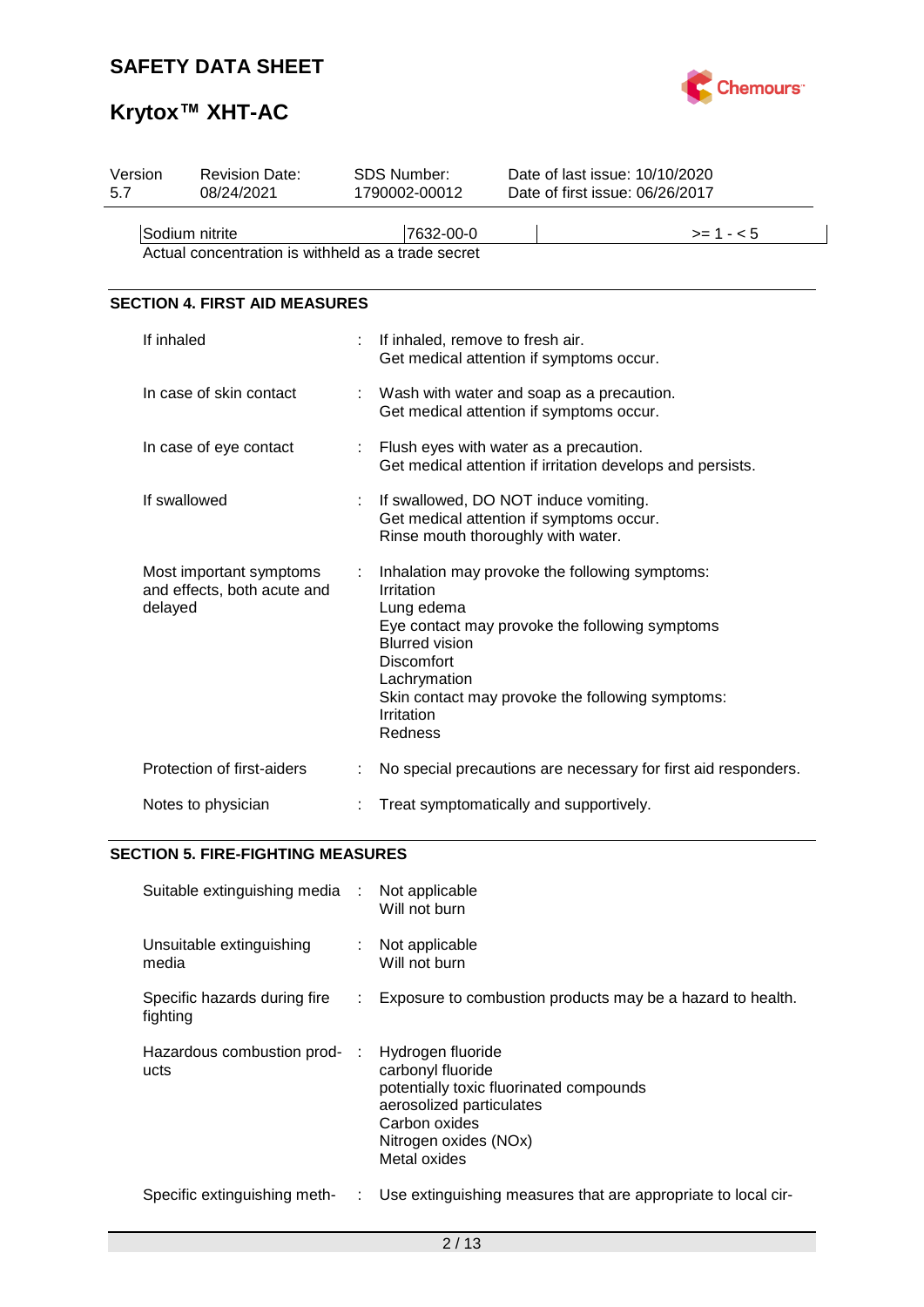| Sodium nitrite | 7632-00-0 | | >= 1 - < 5 |
|---|---|---|---|

Actual concentration is withheld as a trade secret

## SECTION 4. FIRST AID MEASURES

If inhaled : If inhaled, remove to fresh air.
Get medical attention if symptoms occur.

In case of skin contact : Wash with water and soap as a precaution.
Get medical attention if symptoms occur.

In case of eye contact : Flush eyes with water as a precaution.
Get medical attention if irritation develops and persists.

If swallowed : If swallowed, DO NOT induce vomiting.
Get medical attention if symptoms occur.
Rinse mouth thoroughly with water.

Most important symptoms and effects, both acute and delayed : Inhalation may provoke the following symptoms:
Irritation
Lung edema
Eye contact may provoke the following symptoms
Blurred vision
Discomfort
Lachrymation
Skin contact may provoke the following symptoms:
Irritation
Redness

Protection of first-aiders : No special precautions are necessary for first aid responders.

Notes to physician : Treat symptomatically and supportively.

## SECTION 5. FIRE-FIGHTING MEASURES

Suitable extinguishing media : Not applicable
Will not burn

Unsuitable extinguishing media : Not applicable
Will not burn

Specific hazards during fire fighting : Exposure to combustion products may be a hazard to health.

Hazardous combustion products : Hydrogen fluoride
carbonyl fluoride
potentially toxic fluorinated compounds
aerosolized particulates
Carbon oxides
Nitrogen oxides (NOx)
Metal oxides

Specific extinguishing meth- : Use extinguishing measures that are appropriate to local cir-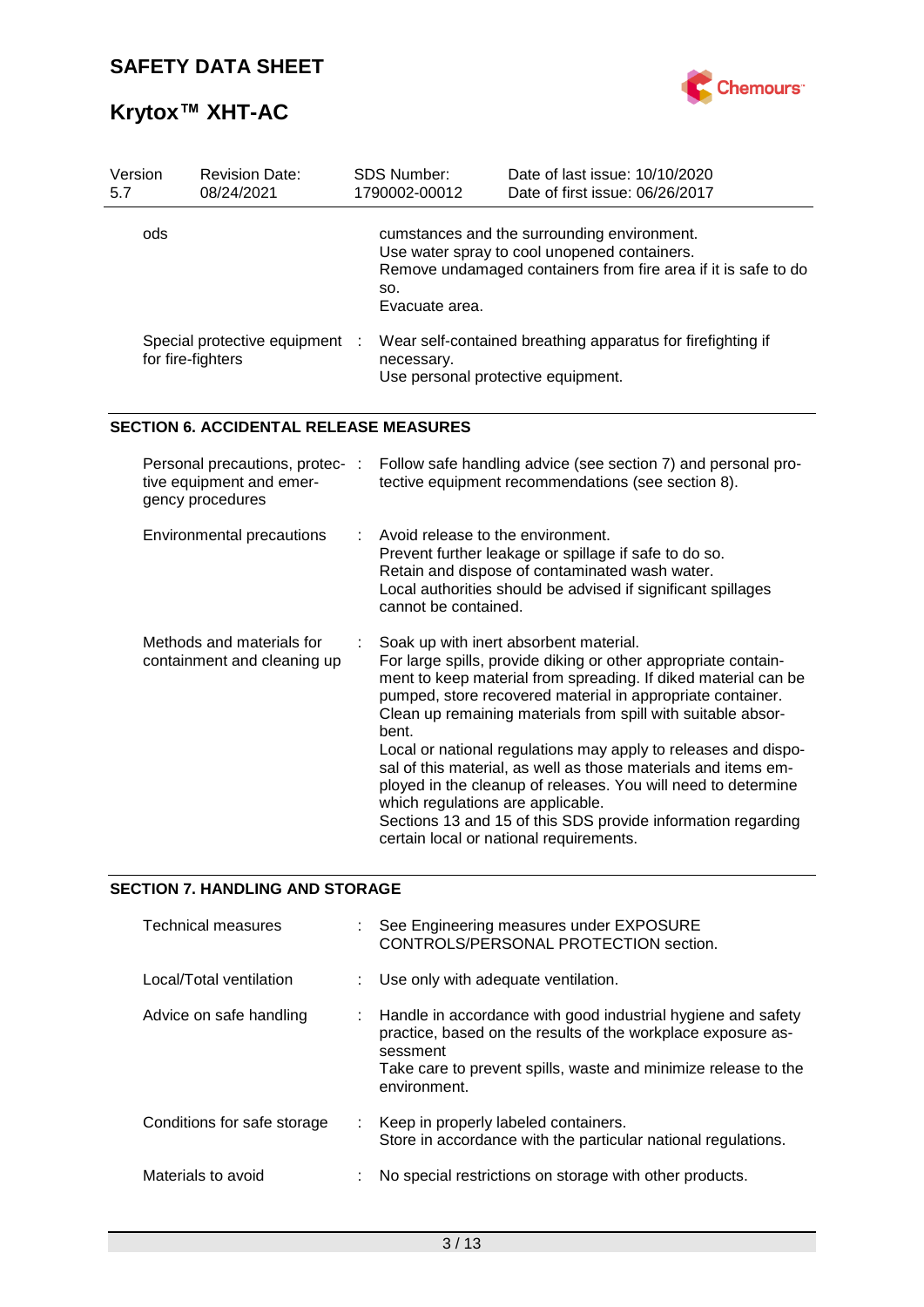| | |
|---|---|
| ods | cumstances and the surrounding environment.<br>Use water spray to cool unopened containers.<br>Remove undamaged containers from fire area if it is safe to do so.<br>Evacuate area. |
| Special protective equipment for fire-fighters | : Wear self-contained breathing apparatus for firefighting if necessary.<br>Use personal protective equipment. |

## SECTION 6. ACCIDENTAL RELEASE MEASURES

| | |
|---|---|
| Personal precautions, protective equipment and emergency procedures | : Follow safe handling advice (see section 7) and personal protective equipment recommendations (see section 8). |
| Environmental precautions | : Avoid release to the environment.<br>Prevent further leakage or spillage if safe to do so.<br>Retain and dispose of contaminated wash water.<br>Local authorities should be advised if significant spillages cannot be contained. |
| Methods and materials for containment and cleaning up | : Soak up with inert absorbent material.<br>For large spills, provide diking or other appropriate containment to keep material from spreading. If diked material can be pumped, store recovered material in appropriate container.<br>Clean up remaining materials from spill with suitable absorbent.<br>Local or national regulations may apply to releases and disposal of this material, as well as those materials and items employed in the cleanup of releases. You will need to determine which regulations are applicable.<br>Sections 13 and 15 of this SDS provide information regarding certain local or national requirements. |

## SECTION 7. HANDLING AND STORAGE

| | |
|---|---|
| Technical measures | : See Engineering measures under EXPOSURE CONTROLS/PERSONAL PROTECTION section. |
| Local/Total ventilation | : Use only with adequate ventilation. |
| Advice on safe handling | : Handle in accordance with good industrial hygiene and safety practice, based on the results of the workplace exposure assessment<br>Take care to prevent spills, waste and minimize release to the environment. |
| Conditions for safe storage | : Keep in properly labeled containers.<br>Store in accordance with the particular national regulations. |
| Materials to avoid | : No special restrictions on storage with other products. |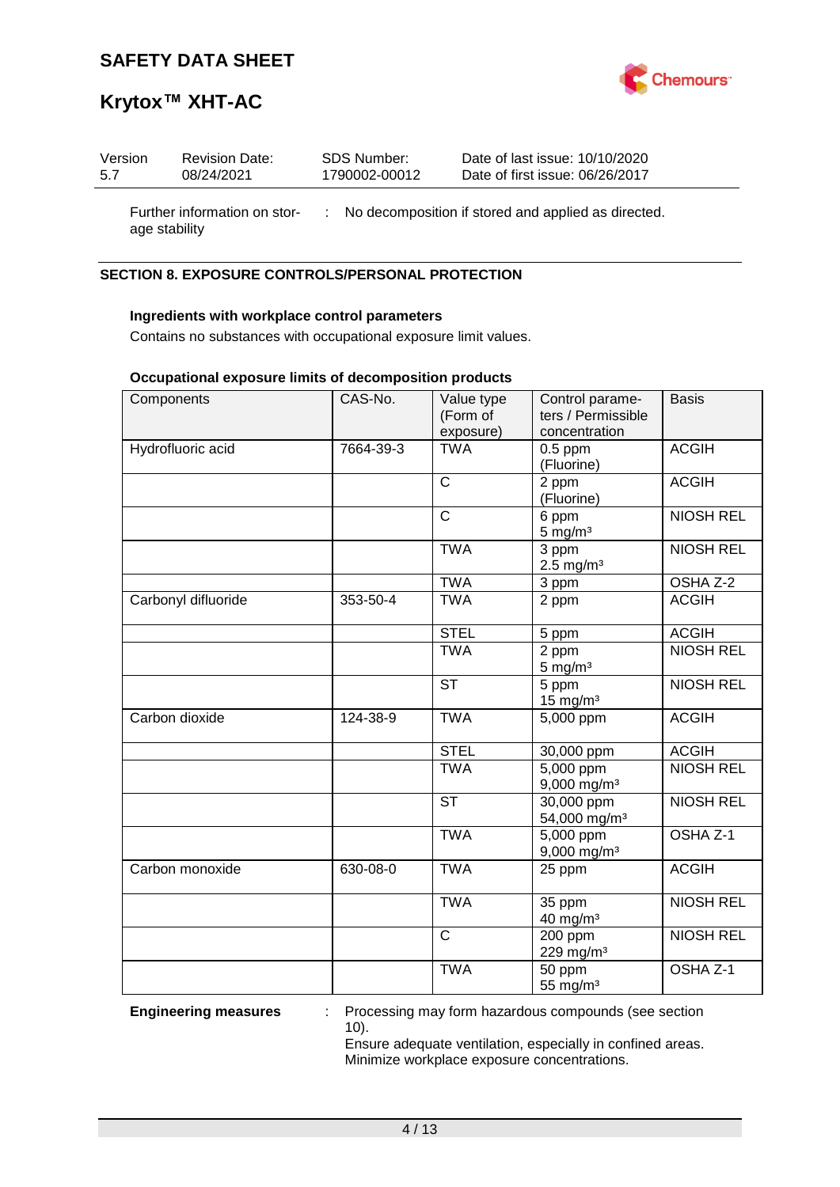Further information on storage stability : No decomposition if stored and applied as directed.

## SECTION 8. EXPOSURE CONTROLS/PERSONAL PROTECTION

**Ingredients with workplace control parameters**

Contains no substances with occupational exposure limit values.

**Occupational exposure limits of decomposition products**

| Components | CAS-No. | Value type (Form of exposure) | Control parameters / Permissible concentration | Basis |
|---|---|---|---|---|
| Hydrofluoric acid | 7664-39-3 | TWA | 0.5 ppm (Fluorine) | ACGIH |
| | | C | 2 ppm (Fluorine) | ACGIH |
| | | C | 6 ppm 5 mg/m³ | NIOSH REL |
| | | TWA | 3 ppm 2.5 mg/m³ | NIOSH REL |
| | | TWA | 3 ppm | OSHA Z-2 |
| Carbonyl difluoride | 353-50-4 | TWA | 2 ppm | ACGIH |
| | | STEL | 5 ppm | ACGIH |
| | | TWA | 2 ppm 5 mg/m³ | NIOSH REL |
| | | ST | 5 ppm 15 mg/m³ | NIOSH REL |
| Carbon dioxide | 124-38-9 | TWA | 5,000 ppm | ACGIH |
| | | STEL | 30,000 ppm | ACGIH |
| | | TWA | 5,000 ppm 9,000 mg/m³ | NIOSH REL |
| | | ST | 30,000 ppm 54,000 mg/m³ | NIOSH REL |
| | | TWA | 5,000 ppm 9,000 mg/m³ | OSHA Z-1 |
| Carbon monoxide | 630-08-0 | TWA | 25 ppm | ACGIH |
| | | TWA | 35 ppm 40 mg/m³ | NIOSH REL |
| | | C | 200 ppm 229 mg/m³ | NIOSH REL |
| | | TWA | 50 ppm 55 mg/m³ | OSHA Z-1 |

**Engineering measures** : Processing may form hazardous compounds (see section 10).
Ensure adequate ventilation, especially in confined areas.
Minimize workplace exposure concentrations.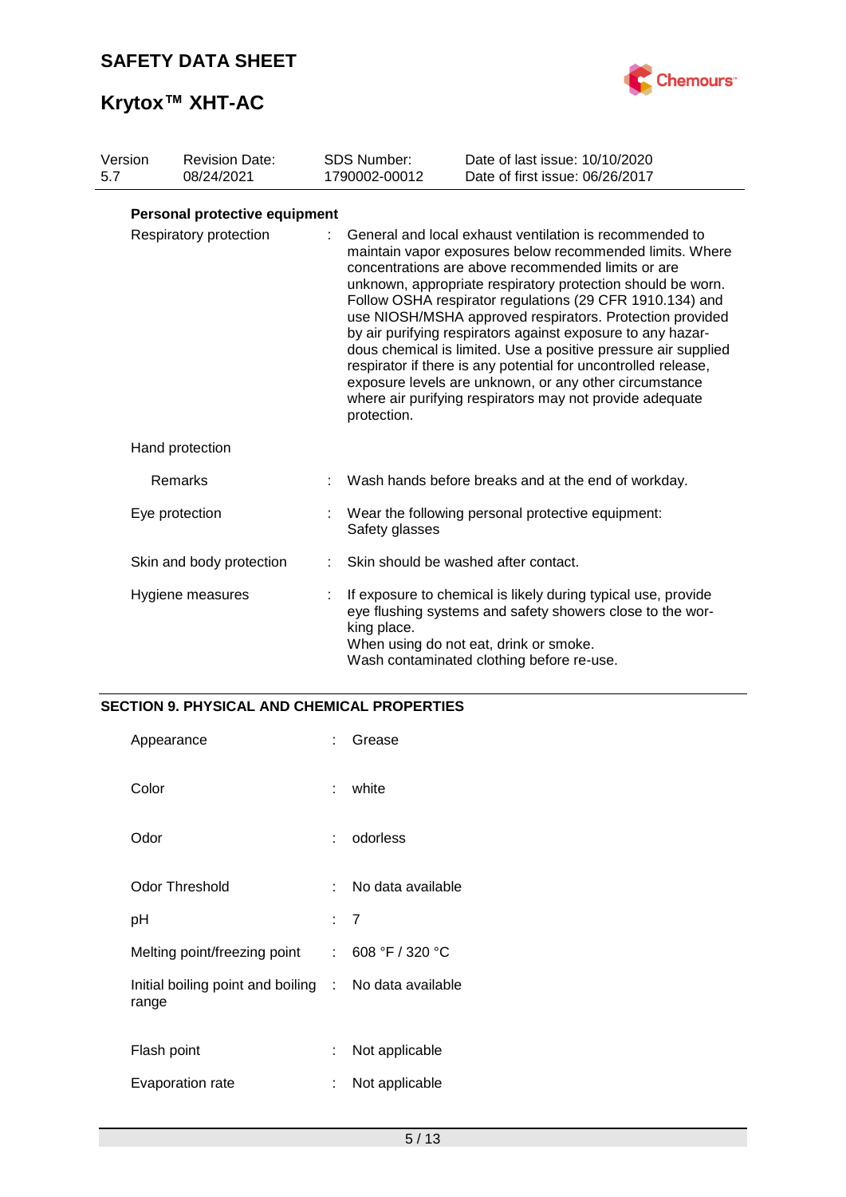**Personal protective equipment**

| | | |
|---|---|---|
| Respiratory protection | : | General and local exhaust ventilation is recommended to maintain vapor exposures below recommended limits. Where concentrations are above recommended limits or are unknown, appropriate respiratory protection should be worn. Follow OSHA respirator regulations (29 CFR 1910.134) and use NIOSH/MSHA approved respirators. Protection provided by air purifying respirators against exposure to any hazardous chemical is limited. Use a positive pressure air supplied respirator if there is any potential for uncontrolled release, exposure levels are unknown, or any other circumstance where air purifying respirators may not provide adequate protection. |
| Hand protection | | |
| Remarks | : | Wash hands before breaks and at the end of workday. |
| Eye protection | : | Wear the following personal protective equipment: Safety glasses |
| Skin and body protection | : | Skin should be washed after contact. |
| Hygiene measures | : | If exposure to chemical is likely during typical use, provide eye flushing systems and safety showers close to the working place. When using do not eat, drink or smoke. Wash contaminated clothing before re-use. |

## SECTION 9. PHYSICAL AND CHEMICAL PROPERTIES

| | | |
|---|---|---|
| Appearance | : | Grease |
| Color | : | white |
| Odor | : | odorless |
| Odor Threshold | : | No data available |
| pH | : | 7 |
| Melting point/freezing point | : | 608 °F / 320 °C |
| Initial boiling point and boiling range | : | No data available |
| Flash point | : | Not applicable |
| Evaporation rate | : | Not applicable |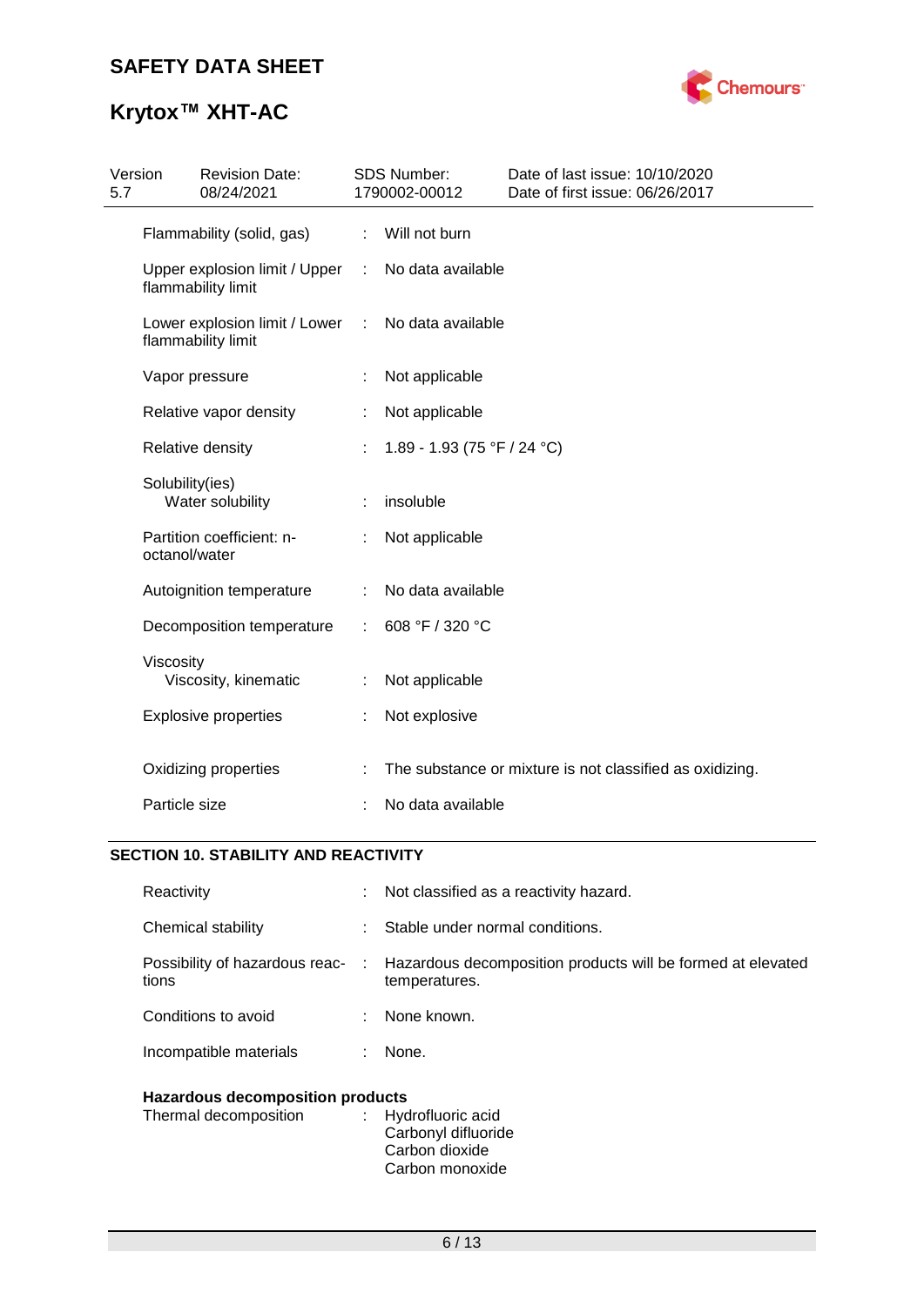| | | |
|---|---|---|
| Flammability (solid, gas) | : | Will not burn |
| Upper explosion limit / Upper flammability limit | : | No data available |
| Lower explosion limit / Lower flammability limit | : | No data available |
| Vapor pressure | : | Not applicable |
| Relative vapor density | : | Not applicable |
| Relative density | : | 1.89 - 1.93 (75 °F / 24 °C) |
| Solubility(ies) | | |
| Water solubility | : | insoluble |
| Partition coefficient: n-octanol/water | : | Not applicable |
| Autoignition temperature | : | No data available |
| Decomposition temperature | : | 608 °F / 320 °C |
| Viscosity | | |
| Viscosity, kinematic | : | Not applicable |
| Explosive properties | : | Not explosive |
| Oxidizing properties | : | The substance or mixture is not classified as oxidizing. |
| Particle size | : | No data available |

## SECTION 10. STABILITY AND REACTIVITY

| | | |
|---|---|---|
| Reactivity | : | Not classified as a reactivity hazard. |
| Chemical stability | : | Stable under normal conditions. |
| Possibility of hazardous reactions | : | Hazardous decomposition products will be formed at elevated temperatures. |
| Conditions to avoid | : | None known. |
| Incompatible materials | : | None. |

**Hazardous decomposition products**

Thermal decomposition : Hydrofluoric acid
Carbonyl difluoride
Carbon dioxide
Carbon monoxide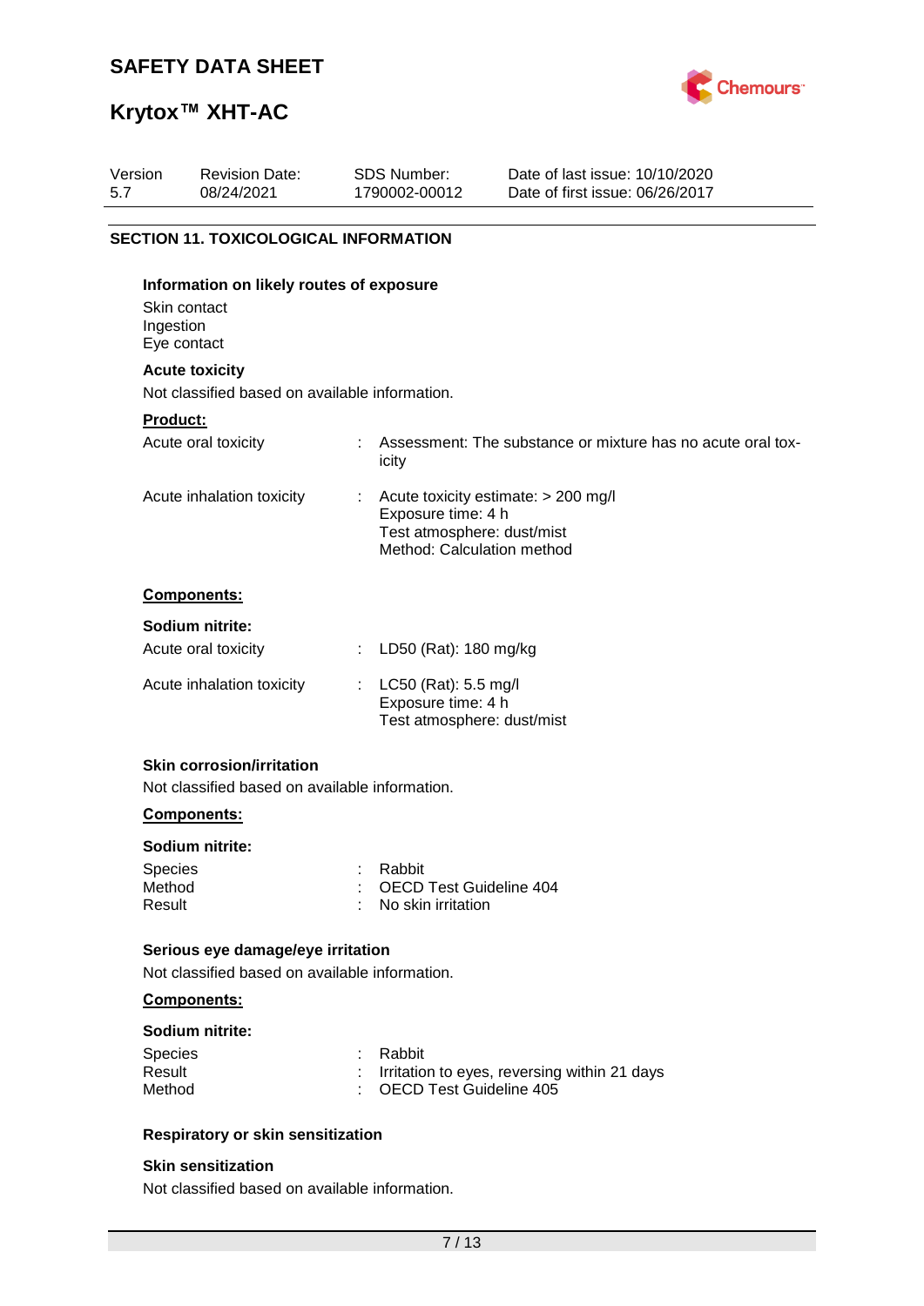## SECTION 11. TOXICOLOGICAL INFORMATION

**Information on likely routes of exposure**

Skin contact
Ingestion
Eye contact

**Acute toxicity**

Not classified based on available information.

**Product:**

| | | |
|---|---|---|
| Acute oral toxicity | : | Assessment: The substance or mixture has no acute oral toxicity |
| Acute inhalation toxicity | : | Acute toxicity estimate: > 200 mg/l<br>Exposure time: 4 h<br>Test atmosphere: dust/mist<br>Method: Calculation method |

**Components:**

**Sodium nitrite:**

| | | |
|---|---|---|
| Acute oral toxicity | : | LD50 (Rat): 180 mg/kg |
| Acute inhalation toxicity | : | LC50 (Rat): 5.5 mg/l<br>Exposure time: 4 h<br>Test atmosphere: dust/mist |

**Skin corrosion/irritation**

Not classified based on available information.

**Components:**

**Sodium nitrite:**

| | | |
|---|---|---|
| Species | : | Rabbit |
| Method | : | OECD Test Guideline 404 |
| Result | : | No skin irritation |

**Serious eye damage/eye irritation**

Not classified based on available information.

**Components:**

**Sodium nitrite:**

| | | |
|---|---|---|
| Species | : | Rabbit |
| Result | : | Irritation to eyes, reversing within 21 days |
| Method | : | OECD Test Guideline 405 |

**Respiratory or skin sensitization**

**Skin sensitization**

Not classified based on available information.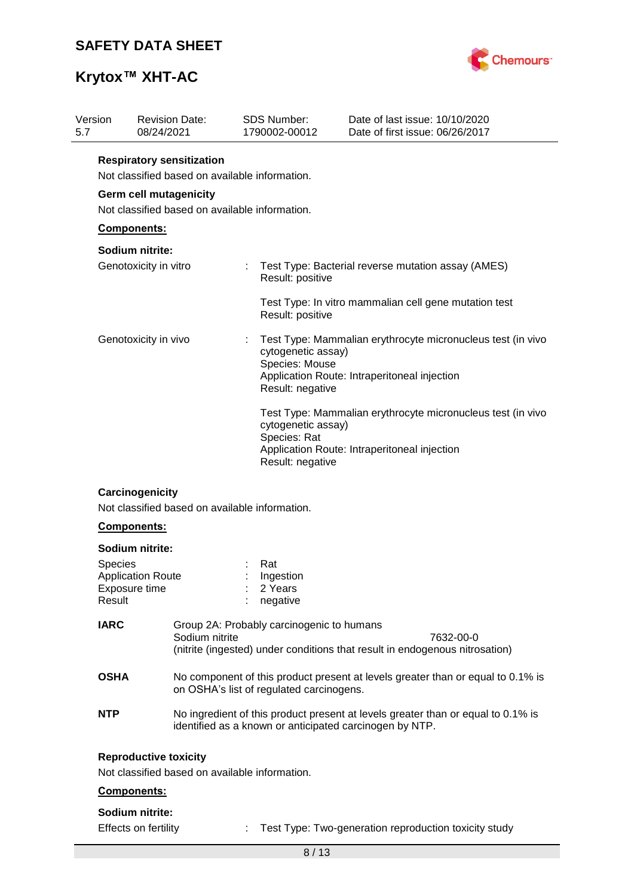**Respiratory sensitization**

Not classified based on available information.

**Germ cell mutagenicity**

Not classified based on available information.

**Components:**

**Sodium nitrite:**

Genotoxicity in vitro : Test Type: Bacterial reverse mutation assay (AMES)
Result: positive

Test Type: In vitro mammalian cell gene mutation test
Result: positive

Genotoxicity in vivo : Test Type: Mammalian erythrocyte micronucleus test (in vivo cytogenetic assay)
Species: Mouse
Application Route: Intraperitoneal injection
Result: negative

Test Type: Mammalian erythrocyte micronucleus test (in vivo cytogenetic assay)
Species: Rat
Application Route: Intraperitoneal injection
Result: negative

**Carcinogenicity**

Not classified based on available information.

**Components:**

**Sodium nitrite:**

Species : Rat
Application Route : Ingestion
Exposure time : 2 Years
Result : negative

**IARC** Group 2A: Probably carcinogenic to humans
Sodium nitrite 7632-00-0
(nitrite (ingested) under conditions that result in endogenous nitrosation)

**OSHA** No component of this product present at levels greater than or equal to 0.1% is on OSHA's list of regulated carcinogens.

**NTP** No ingredient of this product present at levels greater than or equal to 0.1% is identified as a known or anticipated carcinogen by NTP.

**Reproductive toxicity**

Not classified based on available information.

**Components:**

**Sodium nitrite:**

Effects on fertility : Test Type: Two-generation reproduction toxicity study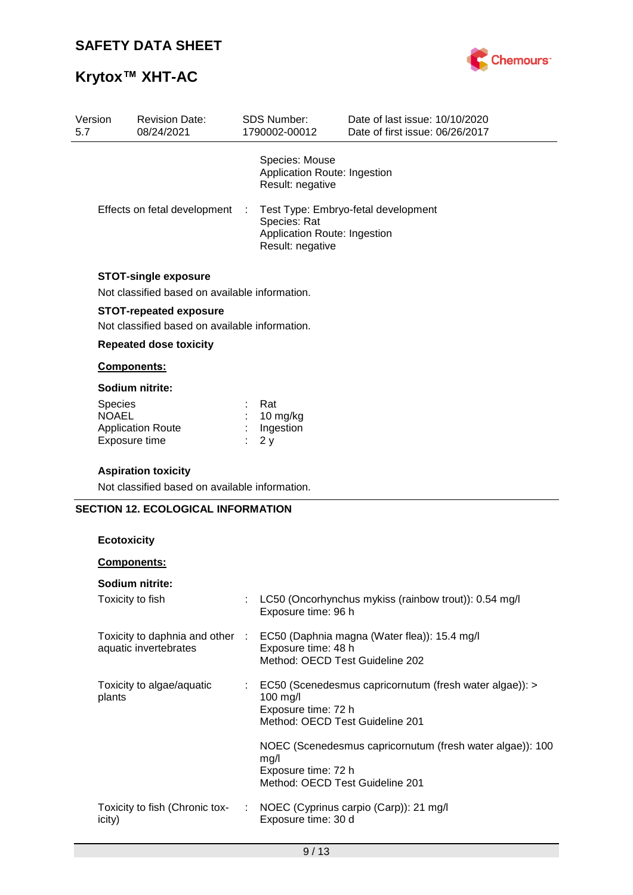Species: Mouse
Application Route: Ingestion
Result: negative

Effects on fetal development : Test Type: Embryo-fetal development
Species: Rat
Application Route: Ingestion
Result: negative

**STOT-single exposure**

Not classified based on available information.

**STOT-repeated exposure**

Not classified based on available information.

**Repeated dose toxicity**

**Components:**

**Sodium nitrite:**

| | | |
|---|---|---|
| Species | : | Rat |
| NOAEL | : | 10 mg/kg |
| Application Route | : | Ingestion |
| Exposure time | : | 2 y |

**Aspiration toxicity**

Not classified based on available information.

## SECTION 12. ECOLOGICAL INFORMATION

**Ecotoxicity**

**Components:**

**Sodium nitrite:**

Toxicity to fish : LC50 (Oncorhynchus mykiss (rainbow trout)): 0.54 mg/l
Exposure time: 96 h

Toxicity to daphnia and other aquatic invertebrates : EC50 (Daphnia magna (Water flea)): 15.4 mg/l
Exposure time: 48 h
Method: OECD Test Guideline 202

Toxicity to algae/aquatic plants : EC50 (Scenedesmus capricornutum (fresh water algae)): > 100 mg/l
Exposure time: 72 h
Method: OECD Test Guideline 201

NOEC (Scenedesmus capricornutum (fresh water algae)): 100 mg/l
Exposure time: 72 h
Method: OECD Test Guideline 201

Toxicity to fish (Chronic toxicity) : NOEC (Cyprinus carpio (Carp)): 21 mg/l
Exposure time: 30 d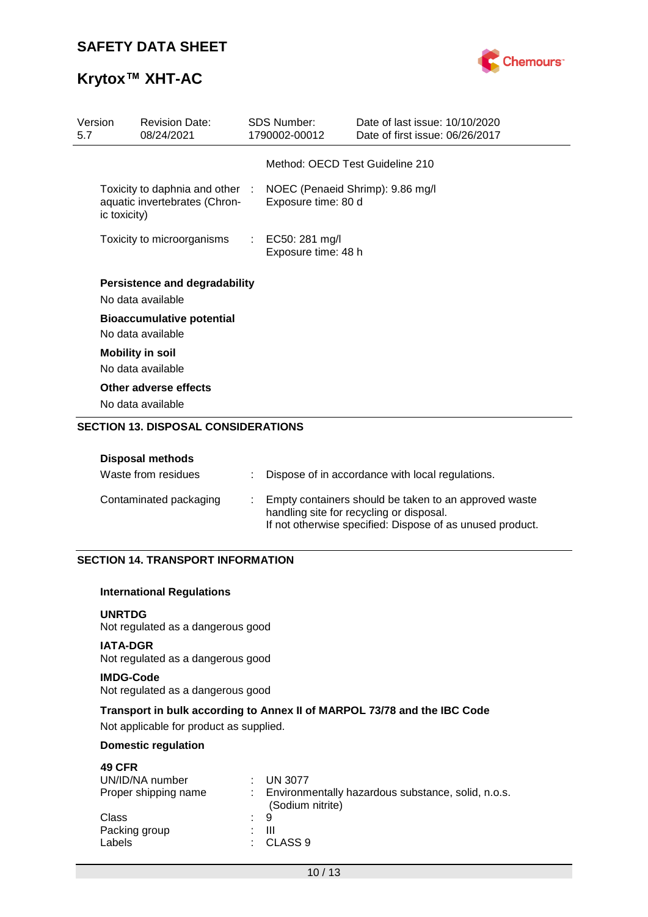| Version 5.7 | Revision Date: 08/24/2021 | SDS Number: 1790002-00012 | Date of last issue: 10/10/2020 Date of first issue: 06/26/2017 |
|---|---|---|---|

Method: OECD Test Guideline 210

Toxicity to daphnia and other aquatic invertebrates (Chronic toxicity) : NOEC (Penaeid Shrimp): 9.86 mg/l
Exposure time: 80 d

Toxicity to microorganisms : EC50: 281 mg/l
Exposure time: 48 h

**Persistence and degradability**

No data available

**Bioaccumulative potential**

No data available

**Mobility in soil**

No data available

**Other adverse effects**

No data available

## SECTION 13. DISPOSAL CONSIDERATIONS

**Disposal methods**

Waste from residues : Dispose of in accordance with local regulations.

Contaminated packaging : Empty containers should be taken to an approved waste handling site for recycling or disposal.
If not otherwise specified: Dispose of as unused product.

## SECTION 14. TRANSPORT INFORMATION

**International Regulations**

**UNRTDG**
Not regulated as a dangerous good

**IATA-DGR**
Not regulated as a dangerous good

**IMDG-Code**
Not regulated as a dangerous good

**Transport in bulk according to Annex II of MARPOL 73/78 and the IBC Code**

Not applicable for product as supplied.

**Domestic regulation**

**49 CFR**

UN/ID/NA number : UN 3077
Proper shipping name : Environmentally hazardous substance, solid, n.o.s. (Sodium nitrite)
Class : 9
Packing group : III
Labels : CLASS 9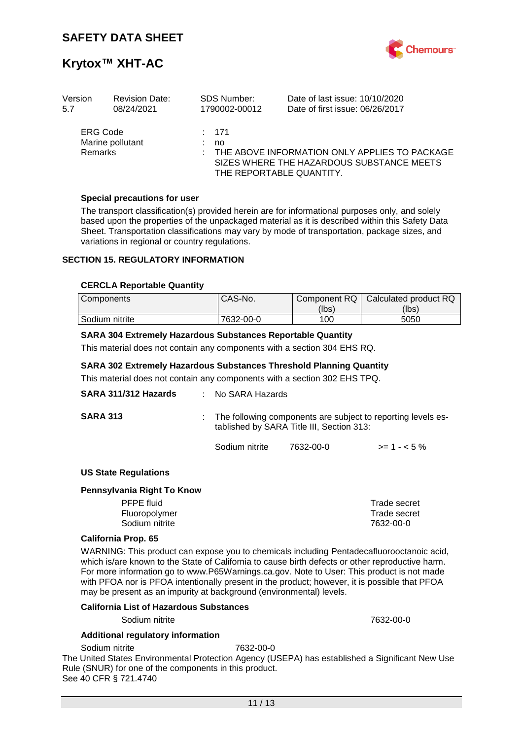| Version | Revision Date: | SDS Number: | Date of last issue: 10/10/2020 |
|---|---|---|---|
| 5.7 | 08/24/2021 | 1790002-00012 | Date of first issue: 06/26/2017 |

ERG Code : 171

Marine pollutant : no

Remarks : THE ABOVE INFORMATION ONLY APPLIES TO PACKAGE SIZES WHERE THE HAZARDOUS SUBSTANCE MEETS THE REPORTABLE QUANTITY.

**Special precautions for user**

The transport classification(s) provided herein are for informational purposes only, and solely based upon the properties of the unpackaged material as it is described within this Safety Data Sheet. Transportation classifications may vary by mode of transportation, package sizes, and variations in regional or country regulations.

## SECTION 15. REGULATORY INFORMATION

**CERCLA Reportable Quantity**

| Components | CAS-No. | Component RQ (lbs) | Calculated product RQ (lbs) |
|---|---|---|---|
| Sodium nitrite | 7632-00-0 | 100 | 5050 |

**SARA 304 Extremely Hazardous Substances Reportable Quantity**

This material does not contain any components with a section 304 EHS RQ.

**SARA 302 Extremely Hazardous Substances Threshold Planning Quantity**

This material does not contain any components with a section 302 EHS TPQ.

**SARA 311/312 Hazards** : No SARA Hazards

**SARA 313** : The following components are subject to reporting levels established by SARA Title III, Section 313:

| | | |
|---|---|---|
| Sodium nitrite | 7632-00-0 | >= 1 - < 5 % |

**US State Regulations**

**Pennsylvania Right To Know**

| | |
|---|---|
| PFPE fluid | Trade secret |
| Fluoropolymer | Trade secret |
| Sodium nitrite | 7632-00-0 |

**California Prop. 65**

WARNING: This product can expose you to chemicals including Pentadecafluorooctanoic acid, which is/are known to the State of California to cause birth defects or other reproductive harm. For more information go to www.P65Warnings.ca.gov. Note to User: This product is not made with PFOA nor is PFOA intentionally present in the product; however, it is possible that PFOA may be present as an impurity at background (environmental) levels.

**California List of Hazardous Substances**

| | |
|---|---|
| Sodium nitrite | 7632-00-0 |

**Additional regulatory information**

Sodium nitrite 7632-00-0

The United States Environmental Protection Agency (USEPA) has established a Significant New Use Rule (SNUR) for one of the components in this product.
See 40 CFR § 721.4740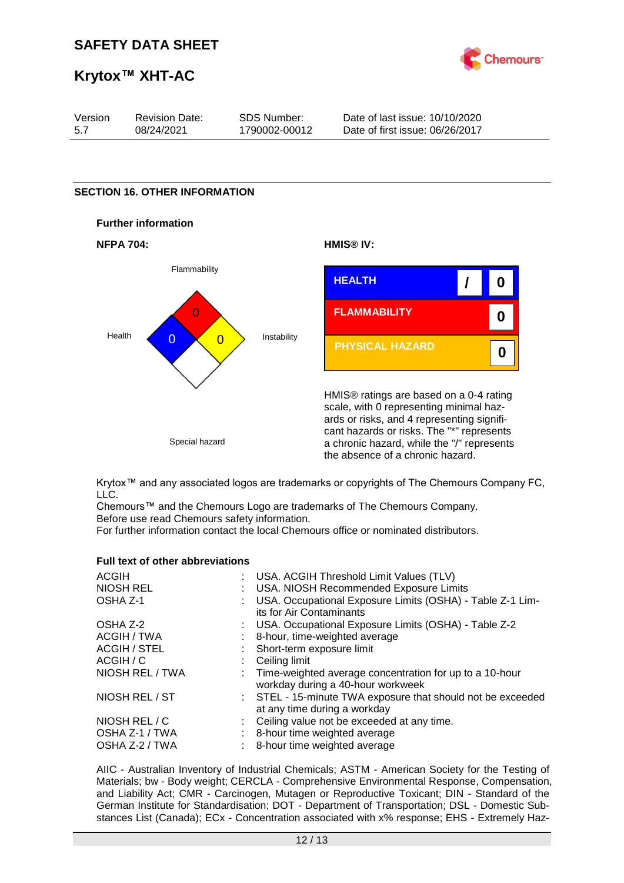## SECTION 16. OTHER INFORMATION

### Further information

**NFPA 704:**

Flammability: 0
Health: 0
Instability: 0
Special hazard:

**HMIS® IV:**

| HEALTH | / | 0 |
|---|---|---|
| FLAMMABILITY | | 0 |
| PHYSICAL HAZARD | | 0 |

HMIS® ratings are based on a 0-4 rating scale, with 0 representing minimal hazards or risks, and 4 representing significant hazards or risks. The "*" represents a chronic hazard, while the "/" represents the absence of a chronic hazard.

Krytox™ and any associated logos are trademarks or copyrights of The Chemours Company FC, LLC.
Chemours™ and the Chemours Logo are trademarks of The Chemours Company.
Before use read Chemours safety information.
For further information contact the local Chemours office or nominated distributors.

### Full text of other abbreviations

| | | |
|---|---|---|
| ACGIH | : | USA. ACGIH Threshold Limit Values (TLV) |
| NIOSH REL | : | USA. NIOSH Recommended Exposure Limits |
| OSHA Z-1 | : | USA. Occupational Exposure Limits (OSHA) - Table Z-1 Limits for Air Contaminants |
| OSHA Z-2 | : | USA. Occupational Exposure Limits (OSHA) - Table Z-2 |
| ACGIH / TWA | : | 8-hour, time-weighted average |
| ACGIH / STEL | : | Short-term exposure limit |
| ACGIH / C | : | Ceiling limit |
| NIOSH REL / TWA | : | Time-weighted average concentration for up to a 10-hour workday during a 40-hour workweek |
| NIOSH REL / ST | : | STEL - 15-minute TWA exposure that should not be exceeded at any time during a workday |
| NIOSH REL / C | : | Ceiling value not be exceeded at any time. |
| OSHA Z-1 / TWA | : | 8-hour time weighted average |
| OSHA Z-2 / TWA | : | 8-hour time weighted average |

AIIC - Australian Inventory of Industrial Chemicals; ASTM - American Society for the Testing of Materials; bw - Body weight; CERCLA - Comprehensive Environmental Response, Compensation, and Liability Act; CMR - Carcinogen, Mutagen or Reproductive Toxicant; DIN - Standard of the German Institute for Standardisation; DOT - Department of Transportation; DSL - Domestic Substances List (Canada); ECx - Concentration associated with x% response; EHS - Extremely Haz-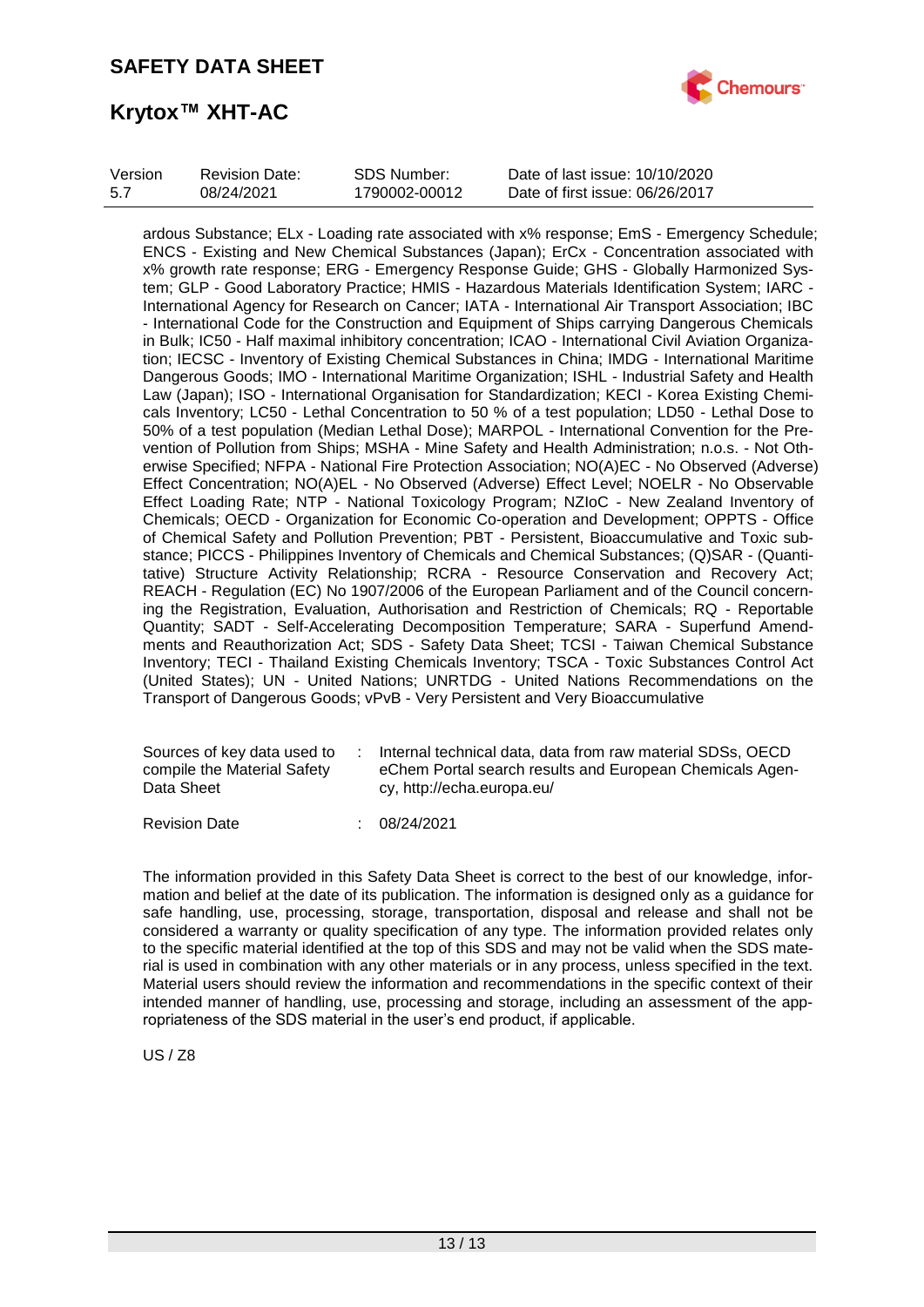ardous Substance; ELx - Loading rate associated with x% response; EmS - Emergency Schedule; ENCS - Existing and New Chemical Substances (Japan); ErCx - Concentration associated with x% growth rate response; ERG - Emergency Response Guide; GHS - Globally Harmonized System; GLP - Good Laboratory Practice; HMIS - Hazardous Materials Identification System; IARC - International Agency for Research on Cancer; IATA - International Air Transport Association; IBC - International Code for the Construction and Equipment of Ships carrying Dangerous Chemicals in Bulk; IC50 - Half maximal inhibitory concentration; ICAO - International Civil Aviation Organization; IECSC - Inventory of Existing Chemical Substances in China; IMDG - International Maritime Dangerous Goods; IMO - International Maritime Organization; ISHL - Industrial Safety and Health Law (Japan); ISO - International Organisation for Standardization; KECI - Korea Existing Chemicals Inventory; LC50 - Lethal Concentration to 50 % of a test population; LD50 - Lethal Dose to 50% of a test population (Median Lethal Dose); MARPOL - International Convention for the Prevention of Pollution from Ships; MSHA - Mine Safety and Health Administration; n.o.s. - Not Otherwise Specified; NFPA - National Fire Protection Association; NO(A)EC - No Observed (Adverse) Effect Concentration; NO(A)EL - No Observed (Adverse) Effect Level; NOELR - No Observable Effect Loading Rate; NTP - National Toxicology Program; NZIoC - New Zealand Inventory of Chemicals; OECD - Organization for Economic Co-operation and Development; OPPTS - Office of Chemical Safety and Pollution Prevention; PBT - Persistent, Bioaccumulative and Toxic substance; PICCS - Philippines Inventory of Chemicals and Chemical Substances; (Q)SAR - (Quantitative) Structure Activity Relationship; RCRA - Resource Conservation and Recovery Act; REACH - Regulation (EC) No 1907/2006 of the European Parliament and of the Council concerning the Registration, Evaluation, Authorisation and Restriction of Chemicals; RQ - Reportable Quantity; SADT - Self-Accelerating Decomposition Temperature; SARA - Superfund Amendments and Reauthorization Act; SDS - Safety Data Sheet; TCSI - Taiwan Chemical Substance Inventory; TECI - Thailand Existing Chemicals Inventory; TSCA - Toxic Substances Control Act (United States); UN - United Nations; UNRTDG - United Nations Recommendations on the Transport of Dangerous Goods; vPvB - Very Persistent and Very Bioaccumulative

Sources of key data used to compile the Material Safety Data Sheet : Internal technical data, data from raw material SDSs, OECD eChem Portal search results and European Chemicals Agency, http://echa.europa.eu/

Revision Date : 08/24/2021

The information provided in this Safety Data Sheet is correct to the best of our knowledge, information and belief at the date of its publication. The information is designed only as a guidance for safe handling, use, processing, storage, transportation, disposal and release and shall not be considered a warranty or quality specification of any type. The information provided relates only to the specific material identified at the top of this SDS and may not be valid when the SDS material is used in combination with any other materials or in any process, unless specified in the text. Material users should review the information and recommendations in the specific context of their intended manner of handling, use, processing and storage, including an assessment of the appropriateness of the SDS material in the user's end product, if applicable.

US / Z8